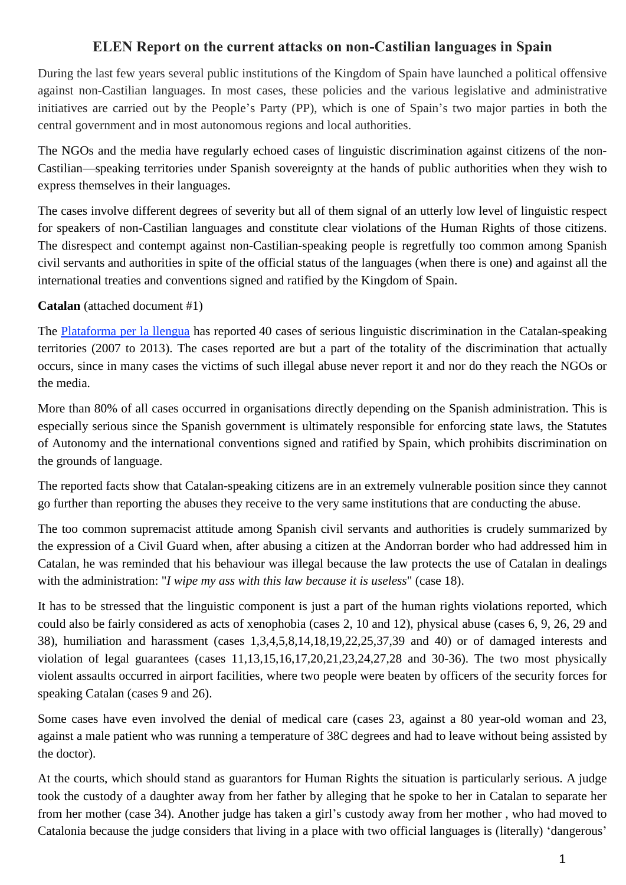# ELEN Report on the current attacks on non-Castilian languages in Spain

During the last few years several public institutions of the Kingdom of Spain have launched a political offensive against non-Castilian languages. In most cases, these policies and the various legislative and administrative initiatives are carried out by the People's Party (PP), which is one of Spain's two major parties in both the central government and in most autonomous regions and local authorities.

The NGOs and the media have regularly echoed cases of linguistic discrimination against citizens of the non-Castilian—speaking territories under Spanish sovereignty at the hands of public authorities when they wish to express themselves in their languages.

The cases involve different degrees of severity but all of them signal of an utterly low level of linguistic respect for speakers of non-Castilian languages and constitute clear violations of the Human Rights of those citizens. The disrespect and contempt against non-Castilian-speaking people is regretfully too common among Spanish civil servants and authorities in spite of the official status of the languages (when there is one) and against all the international treaties and conventions signed and ratified by the Kingdom of Spain.

**Catalan** (attached document #1)

The Plataforma per la llengua has reported 40 cases of serious linguistic discrimination in the Catalan-speaking territories (2007 to 2013). The cases reported are but a part of the totality of the discrimination that actually occurs, since in many cases the victims of such illegal abuse never report it and nor do they reach the NGOs or the media.

More than 80% of all cases occurred in organisations directly depending on the Spanish administration. This is especially serious since the Spanish government is ultimately responsible for enforcing state laws, the Statutes of Autonomy and the international conventions signed and ratified by Spain, which prohibits discrimination on the grounds of language.

The reported facts show that Catalan-speaking citizens are in an extremely vulnerable position since they cannot go further than reporting the abuses they receive to the very same institutions that are conducting the abuse.

The too common supremacist attitude among Spanish civil servants and authorities is crudely summarized by the expression of a Civil Guard when, after abusing a citizen at the Andorran border who had addressed him in Catalan, he was reminded that his behaviour was illegal because the law protects the use of Catalan in dealings with the administration: "*I wipe my ass with this law because it is useless*" (case 18).

It has to be stressed that the linguistic component is just a part of the human rights violations reported, which could also be fairly considered as acts of xenophobia (cases 2, 10 and 12), physical abuse (cases 6, 9, 26, 29 and 38), humiliation and harassment (cases 1,3,4,5,8,14,18,19,22,25,37,39 and 40) or of damaged interests and violation of legal guarantees (cases 11,13,15,16,17,20,21,23,24,27,28 and 30-36). The two most physically violent assaults occurred in airport facilities, where two people were beaten by officers of the security forces for speaking Catalan (cases 9 and 26).

Some cases have even involved the denial of medical care (cases 23, against a 80 year-old woman and 23, against a male patient who was running a temperature of 38C degrees and had to leave without being assisted by the doctor).

At the courts, which should stand as guarantors for Human Rights the situation is particularly serious. A judge took the custody of a daughter away from her father by alleging that he spoke to her in Catalan to separate her from her mother (case 34). Another judge has taken a girl's custody away from her mother , who had moved to Catalonia because the judge considers that living in a place with two official languages is (literally) 'dangerous'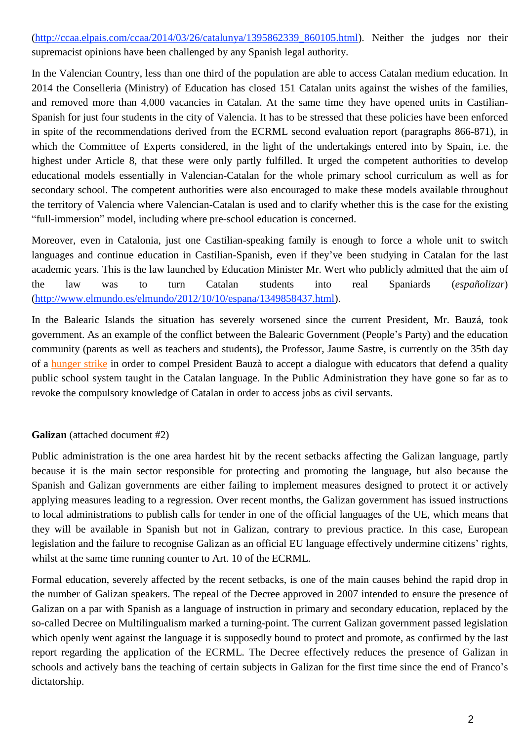(http://ccaa.elpais.com/ccaa/2014/03/26/catalunya/1395862339_860105.html). Neither the judges nor their supremacist opinions have been challenged by any Spanish legal authority.

In the Valencian Country, less than one third of the population are able to access Catalan medium education. In 2014 the Conselleria (Ministry) of Education has closed 151 Catalan units against the wishes of the families, and removed more than 4,000 vacancies in Catalan. At the same time they have opened units in Castilian-Spanish for just four students in the city of Valencia. It has to be stressed that these policies have been enforced in spite of the recommendations derived from the ECRML second evaluation report (paragraphs 866-871), in which the Committee of Experts considered, in the light of the undertakings entered into by Spain, i.e. the highest under Article 8, that these were only partly fulfilled. It urged the competent authorities to develop educational models essentially in Valencian-Catalan for the whole primary school curriculum as well as for secondary school. The competent authorities were also encouraged to make these models available throughout the territory of Valencia where Valencian-Catalan is used and to clarify whether this is the case for the existing "full-immersion" model, including where pre-school education is concerned.

Moreover, even in Catalonia, just one Castilian-speaking family is enough to force a whole unit to switch languages and continue education in Castilian-Spanish, even if they've been studying in Catalan for the last academic years. This is the law launched by Education Minister Mr. Wert who publicly admitted that the aim of the law was to turn Catalan students into real Spaniards (*españolizar*) (http://www.elmundo.es/elmundo/2012/10/10/espana/1349858437.html).

In the Balearic Islands the situation has severely worsened since the current President, Mr. Bauzá, took government. As an example of the conflict between the Balearic Government (People's Party) and the education community (parents as well as teachers and students), the Professor, Jaume Sastre, is currently on the 35th day of a hunger strike in order to compel President Bauzà to accept a dialogue with educators that defend a quality public school system taught in the Catalan language. In the Public Administration they have gone so far as to revoke the compulsory knowledge of Catalan in order to access jobs as civil servants.

**Galizan** (attached document #2)

Public administration is the one area hardest hit by the recent setbacks affecting the Galizan language, partly because it is the main sector responsible for protecting and promoting the language, but also because the Spanish and Galizan governments are either failing to implement measures designed to protect it or actively applying measures leading to a regression. Over recent months, the Galizan government has issued instructions to local administrations to publish calls for tender in one of the official languages of the UE, which means that they will be available in Spanish but not in Galizan, contrary to previous practice. In this case, European legislation and the failure to recognise Galizan as an official EU language effectively undermine citizens' rights, whilst at the same time running counter to Art. 10 of the ECRML.

Formal education, severely affected by the recent setbacks, is one of the main causes behind the rapid drop in the number of Galizan speakers. The repeal of the Decree approved in 2007 intended to ensure the presence of Galizan on a par with Spanish as a language of instruction in primary and secondary education, replaced by the so-called Decree on Multilingualism marked a turning-point. The current Galizan government passed legislation which openly went against the language it is supposedly bound to protect and promote, as confirmed by the last report regarding the application of the ECRML. The Decree effectively reduces the presence of Galizan in schools and actively bans the teaching of certain subjects in Galizan for the first time since the end of Franco's dictatorship.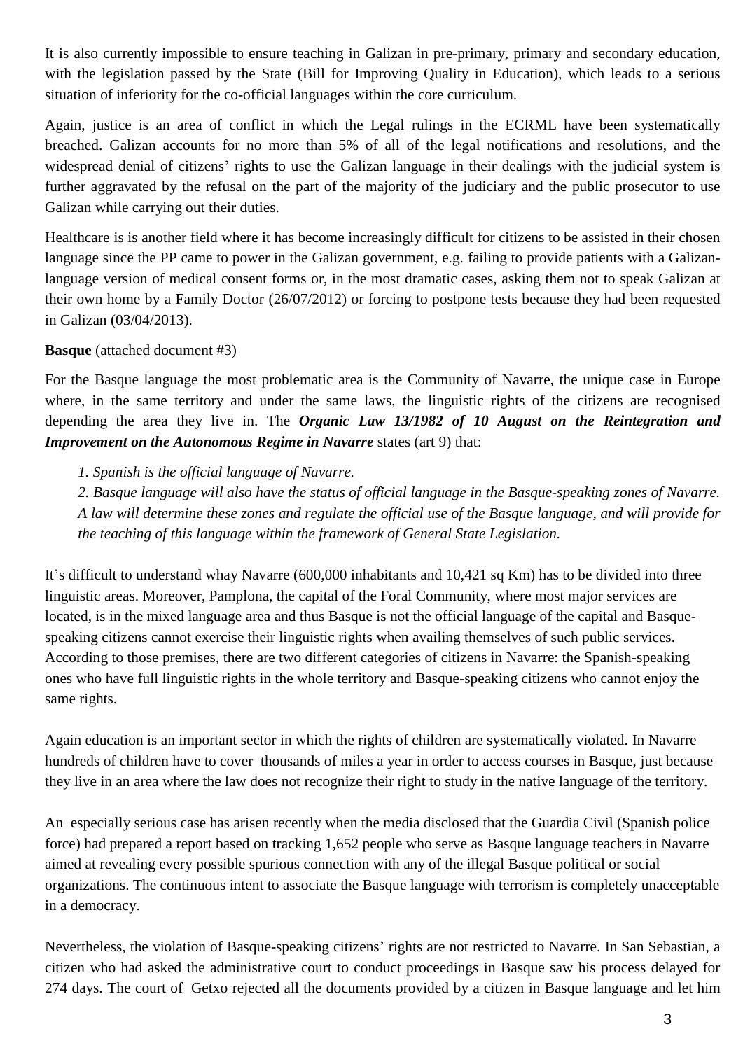It is also currently impossible to ensure teaching in Galizan in pre-primary, primary and secondary education, with the legislation passed by the State (Bill for Improving Quality in Education), which leads to a serious situation of inferiority for the co-official languages within the core curriculum.

Again, justice is an area of conflict in which the Legal rulings in the ECRML have been systematically breached. Galizan accounts for no more than 5% of all of the legal notifications and resolutions, and the widespread denial of citizens' rights to use the Galizan language in their dealings with the judicial system is further aggravated by the refusal on the part of the majority of the judiciary and the public prosecutor to use Galizan while carrying out their duties.

Healthcare is is another field where it has become increasingly difficult for citizens to be assisted in their chosen language since the PP came to power in the Galizan government, e.g. failing to provide patients with a Galizan-language version of medical consent forms or, in the most dramatic cases, asking them not to speak Galizan at their own home by a Family Doctor (26/07/2012) or forcing to postpone tests because they had been requested in Galizan (03/04/2013).

**Basque** (attached document #3)

For the Basque language the most problematic area is the Community of Navarre, the unique case in Europe where, in the same territory and under the same laws, the linguistic rights of the citizens are recognised depending the area they live in. The ***Organic Law 13/1982 of 10 August on the Reintegration and Improvement on the Autonomous Regime in Navarre*** states (art 9) that:

> *1. Spanish is the official language of Navarre.*
> *2. Basque language will also have the status of official language in the Basque-speaking zones of Navarre. A law will determine these zones and regulate the official use of the Basque language, and will provide for the teaching of this language within the framework of General State Legislation.*

It's difficult to understand whay Navarre (600,000 inhabitants and 10,421 sq Km) has to be divided into three linguistic areas. Moreover, Pamplona, the capital of the Foral Community, where most major services are located, is in the mixed language area and thus Basque is not the official language of the capital and Basque-speaking citizens cannot exercise their linguistic rights when availing themselves of such public services. According to those premises, there are two different categories of citizens in Navarre: the Spanish-speaking ones who have full linguistic rights in the whole territory and Basque-speaking citizens who cannot enjoy the same rights.

Again education is an important sector in which the rights of children are systematically violated. In Navarre hundreds of children have to cover thousands of miles a year in order to access courses in Basque, just because they live in an area where the law does not recognize their right to study in the native language of the territory.

An especially serious case has arisen recently when the media disclosed that the Guardia Civil (Spanish police force) had prepared a report based on tracking 1,652 people who serve as Basque language teachers in Navarre aimed at revealing every possible spurious connection with any of the illegal Basque political or social organizations. The continuous intent to associate the Basque language with terrorism is completely unacceptable in a democracy.

Nevertheless, the violation of Basque-speaking citizens' rights are not restricted to Navarre. In San Sebastian, a citizen who had asked the administrative court to conduct proceedings in Basque saw his process delayed for 274 days. The court of Getxo rejected all the documents provided by a citizen in Basque language and let him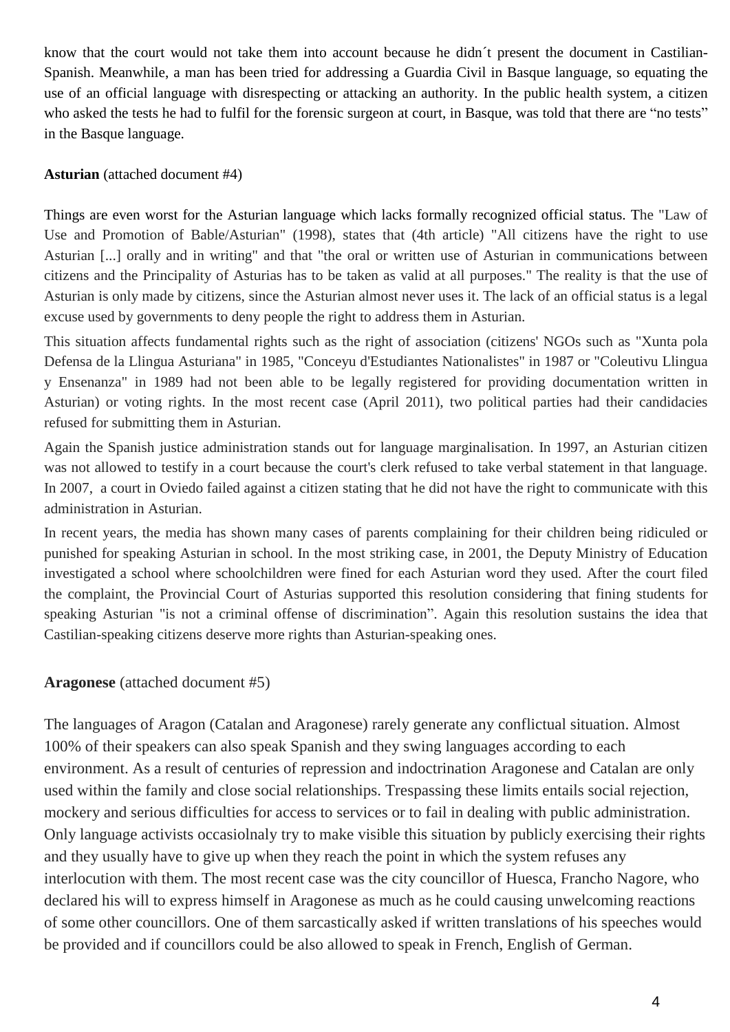know that the court would not take them into account because he didn´t present the document in Castilian-Spanish. Meanwhile, a man has been tried for addressing a Guardia Civil in Basque language, so equating the use of an official language with disrespecting or attacking an authority. In the public health system, a citizen who asked the tests he had to fulfil for the forensic surgeon at court, in Basque, was told that there are "no tests" in the Basque language.

**Asturian** (attached document #4)

Things are even worst for the Asturian language which lacks formally recognized official status. The "Law of Use and Promotion of Bable/Asturian" (1998), states that (4th article) "All citizens have the right to use Asturian [...] orally and in writing" and that "the oral or written use of Asturian in communications between citizens and the Principality of Asturias has to be taken as valid at all purposes." The reality is that the use of Asturian is only made by citizens, since the Asturian almost never uses it. The lack of an official status is a legal excuse used by governments to deny people the right to address them in Asturian.

This situation affects fundamental rights such as the right of association (citizens' NGOs such as "Xunta pola Defensa de la Llingua Asturiana" in 1985, "Conceyu d'Estudiantes Nationalistes" in 1987 or "Coleutivu Llingua y Ensenanza" in 1989 had not been able to be legally registered for providing documentation written in Asturian) or voting rights. In the most recent case (April 2011), two political parties had their candidacies refused for submitting them in Asturian.

Again the Spanish justice administration stands out for language marginalisation. In 1997, an Asturian citizen was not allowed to testify in a court because the court's clerk refused to take verbal statement in that language. In 2007, a court in Oviedo failed against a citizen stating that he did not have the right to communicate with this administration in Asturian.

In recent years, the media has shown many cases of parents complaining for their children being ridiculed or punished for speaking Asturian in school. In the most striking case, in 2001, the Deputy Ministry of Education investigated a school where schoolchildren were fined for each Asturian word they used. After the court filed the complaint, the Provincial Court of Asturias supported this resolution considering that fining students for speaking Asturian "is not a criminal offense of discrimination". Again this resolution sustains the idea that Castilian-speaking citizens deserve more rights than Asturian-speaking ones.

**Aragonese** (attached document #5)

The languages of Aragon (Catalan and Aragonese) rarely generate any conflictual situation. Almost 100% of their speakers can also speak Spanish and they swing languages according to each environment. As a result of centuries of repression and indoctrination Aragonese and Catalan are only used within the family and close social relationships. Trespassing these limits entails social rejection, mockery and serious difficulties for access to services or to fail in dealing with public administration. Only language activists occasiolnaly try to make visible this situation by publicly exercising their rights and they usually have to give up when they reach the point in which the system refuses any interlocution with them. The most recent case was the city councillor of Huesca, Francho Nagore, who declared his will to express himself in Aragonese as much as he could causing unwelcoming reactions of some other councillors. One of them sarcastically asked if written translations of his speeches would be provided and if councillors could be also allowed to speak in French, English of German.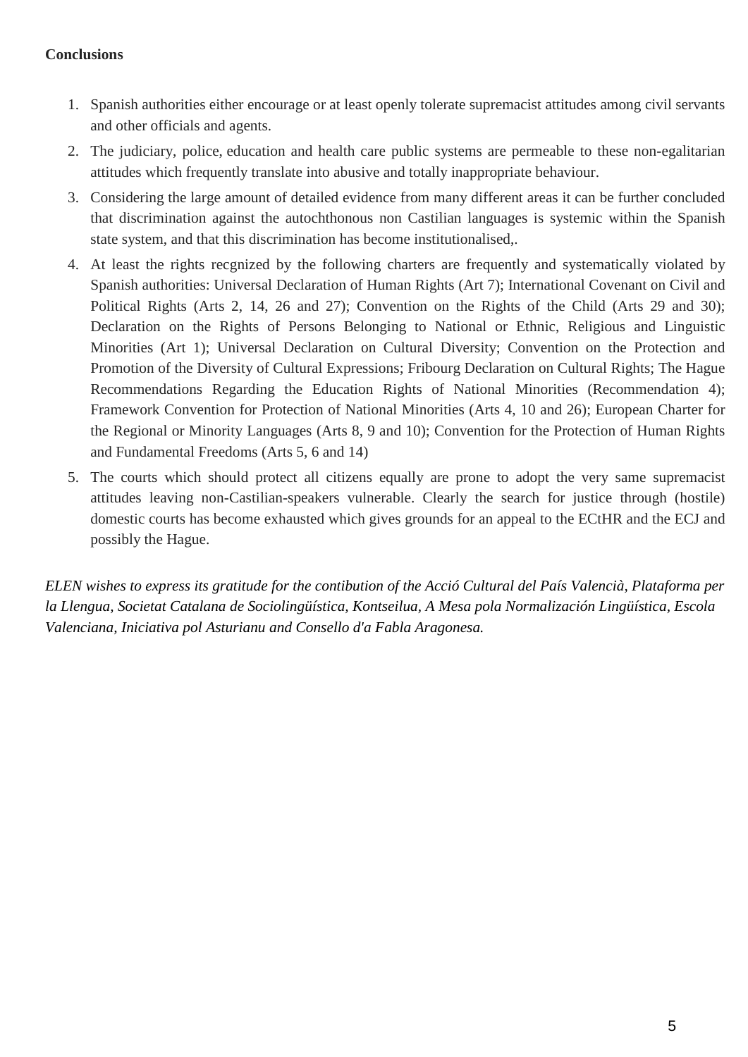**Conclusions**

1. Spanish authorities either encourage or at least openly tolerate supremacist attitudes among civil servants and other officials and agents.
2. The judiciary, police, education and health care public systems are permeable to these non-egalitarian attitudes which frequently translate into abusive and totally inappropriate behaviour.
3. Considering the large amount of detailed evidence from many different areas it can be further concluded that discrimination against the autochthonous non Castilian languages is systemic within the Spanish state system, and that this discrimination has become institutionalised,.
4. At least the rights recgnized by the following charters are frequently and systematically violated by Spanish authorities: Universal Declaration of Human Rights (Art 7); International Covenant on Civil and Political Rights (Arts 2, 14, 26 and 27); Convention on the Rights of the Child (Arts 29 and 30); Declaration on the Rights of Persons Belonging to National or Ethnic, Religious and Linguistic Minorities (Art 1); Universal Declaration on Cultural Diversity; Convention on the Protection and Promotion of the Diversity of Cultural Expressions; Fribourg Declaration on Cultural Rights; The Hague Recommendations Regarding the Education Rights of National Minorities (Recommendation 4); Framework Convention for Protection of National Minorities (Arts 4, 10 and 26); European Charter for the Regional or Minority Languages (Arts 8, 9 and 10); Convention for the Protection of Human Rights and Fundamental Freedoms (Arts 5, 6 and 14)
5. The courts which should protect all citizens equally are prone to adopt the very same supremacist attitudes leaving non-Castilian-speakers vulnerable. Clearly the search for justice through (hostile) domestic courts has become exhausted which gives grounds for an appeal to the ECtHR and the ECJ and possibly the Hague.

*ELEN wishes to express its gratitude for the contibution of the Acció Cultural del País Valencià, Plataforma per la Llengua, Societat Catalana de Sociolingüística, Kontseilua, A Mesa pola Normalización Lingüística, Escola Valenciana, Iniciativa pol Asturianu and Consello d'a Fabla Aragonesa.*